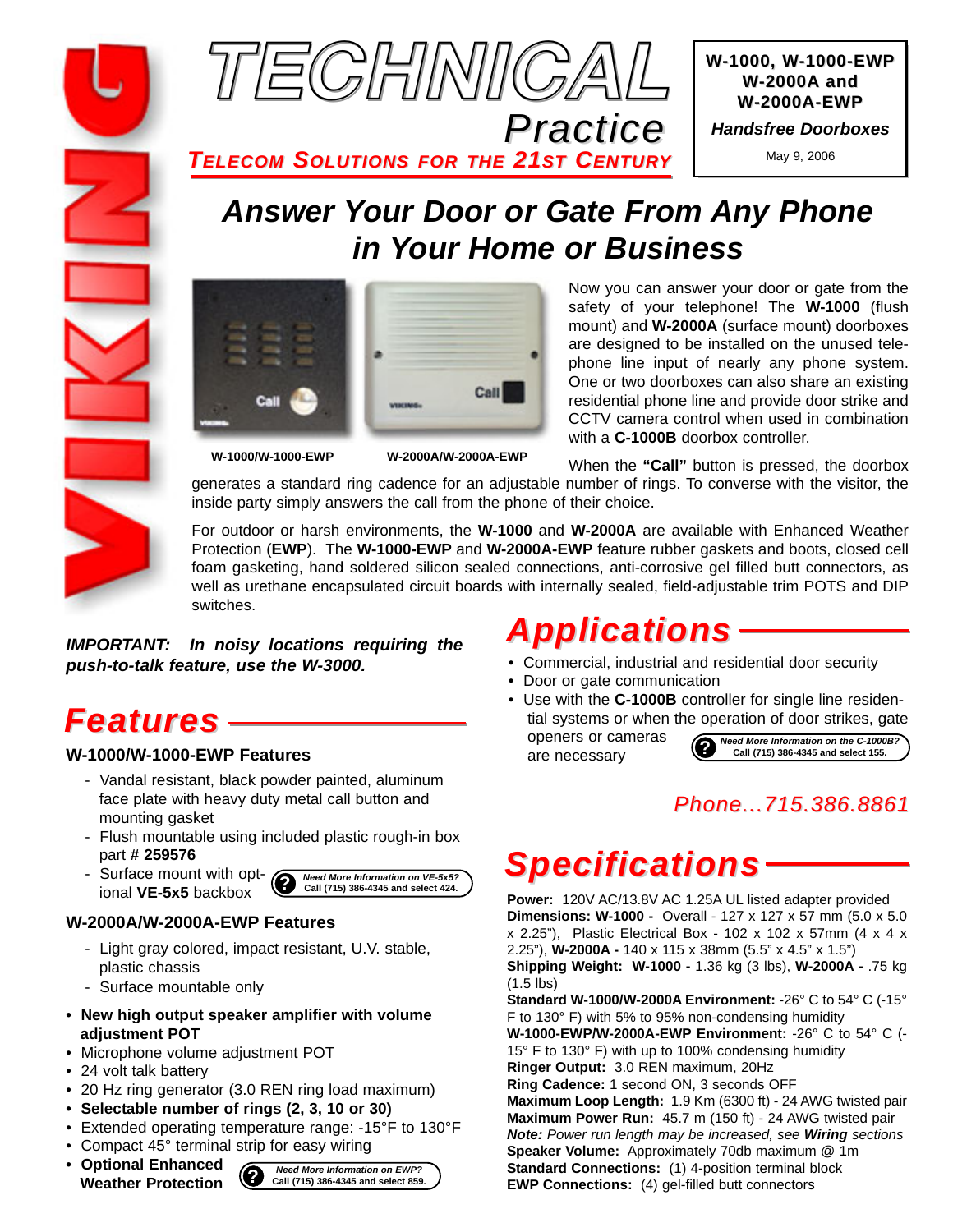# TECHNICAL Practice

**TELECOM SOLUTIONS FOR THE 21ST CENTURY**

**W-1000, W-1000-EWP W-2000A and W-2000A-EWP**

***Handsfree Doorboxes***

May 9, 2006

## *Answer Your Door or Gate From Any Phone in Your Home or Business*

W-1000/W-1000-EWP

W-2000A/W-2000A-EWP

Now you can answer your door or gate from the safety of your telephone! The **W-1000** (flush mount) and **W-2000A** (surface mount) doorboxes are designed to be installed on the unused telephone line input of nearly any phone system. One or two doorboxes can also share an existing residential phone line and provide door strike and CCTV camera control when used in combination with a **C-1000B** doorbox controller.

When the **"Call"** button is pressed, the doorbox generates a standard ring cadence for an adjustable number of rings. To converse with the visitor, the inside party simply answers the call from the phone of their choice.

For outdoor or harsh environments, the **W-1000** and **W-2000A** are available with Enhanced Weather Protection (**EWP**). The **W-1000-EWP** and **W-2000A-EWP** feature rubber gaskets and boots, closed cell foam gasketing, hand soldered silicon sealed connections, anti-corrosive gel filled butt connectors, as well as urethane encapsulated circuit boards with internally sealed, field-adjustable trim POTS and DIP switches.

***IMPORTANT: In noisy locations requiring the push-to-talk feature, use the W-3000.***

## Features

### W-1000/W-1000-EWP Features

- Vandal resistant, black powder painted, aluminum face plate with heavy duty metal call button and mounting gasket
- Flush mountable using included plastic rough-in box part # **259576**
- Surface mount with optional **VE-5x5** backbox

*Need More Information on VE-5x5?* Call (715) 386-4345 and select 424.

### W-2000A/W-2000A-EWP Features

- Light gray colored, impact resistant, U.V. stable, plastic chassis
- Surface mountable only

- **New high output speaker amplifier with volume adjustment POT**
- Microphone volume adjustment POT
- 24 volt talk battery
- 20 Hz ring generator (3.0 REN ring load maximum)
- **Selectable number of rings (2, 3, 10 or 30)**
- Extended operating temperature range: -15°F to 130°F
- Compact 45° terminal strip for easy wiring
- **Optional Enhanced Weather Protection**

*Need More Information on EWP?* Call (715) 386-4345 and select 859.

## Applications

- Commercial, industrial and residential door security
- Door or gate communication
- Use with the **C-1000B** controller for single line residential systems or when the operation of door strikes, gate openers or cameras are necessary

*Need More Information on the C-1000B?* Call (715) 386-4345 and select 155.

*Phone...715.386.8861*

## Specifications

**Power:** 120V AC/13.8V AC 1.25A UL listed adapter provided
**Dimensions: W-1000 -** Overall - 127 x 127 x 57 mm (5.0 x 5.0 x 2.25"), Plastic Electrical Box - 102 x 102 x 57mm (4 x 4 x 2.25"), **W-2000A -** 140 x 115 x 38mm (5.5" x 4.5" x 1.5")
**Shipping Weight: W-1000 -** 1.36 kg (3 lbs), **W-2000A -** .75 kg (1.5 lbs)
**Standard W-1000/W-2000A Environment:** -26° C to 54° C (-15° F to 130° F) with 5% to 95% non-condensing humidity
**W-1000-EWP/W-2000A-EWP Environment:** -26° C to 54° C (-15° F to 130° F) with up to 100% condensing humidity
**Ringer Output:** 3.0 REN maximum, 20Hz
**Ring Cadence:** 1 second ON, 3 seconds OFF
**Maximum Loop Length:** 1.9 Km (6300 ft) - 24 AWG twisted pair
**Maximum Power Run:** 45.7 m (150 ft) - 24 AWG twisted pair
***Note:*** *Power run length may be increased, see* ***Wiring*** *sections*
**Speaker Volume:** Approximately 70db maximum @ 1m
**Standard Connections:** (1) 4-position terminal block
**EWP Connections:** (4) gel-filled butt connectors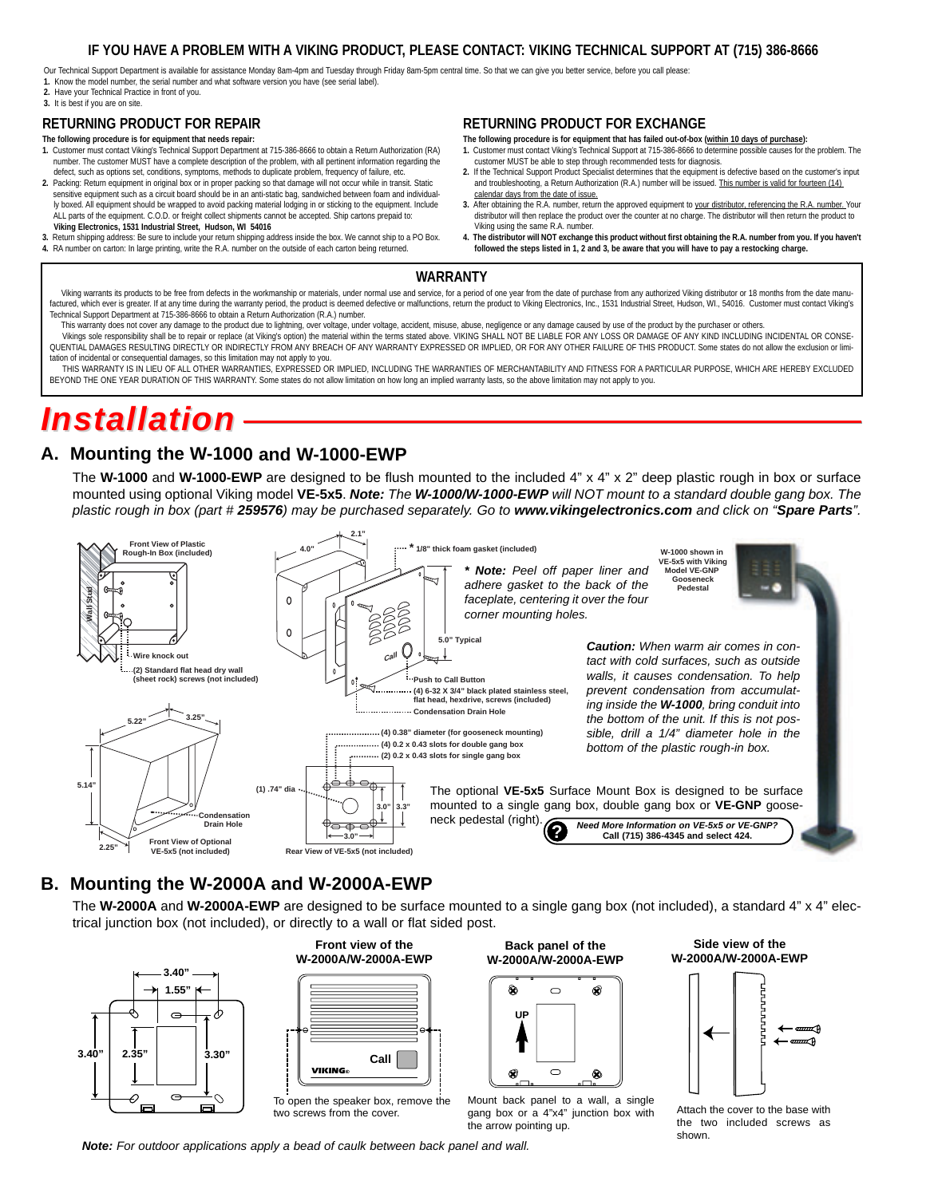## IF YOU HAVE A PROBLEM WITH A VIKING PRODUCT, PLEASE CONTACT: VIKING TECHNICAL SUPPORT AT (715) 386-8666

Our Technical Support Department is available for assistance Monday 8am-4pm and Tuesday through Friday 8am-5pm central time. So that we can give you better service, before you call please:

1. Know the model number, the serial number and what software version you have (see serial label).
2. Have your Technical Practice in front of you.
3. It is best if you are on site.

### RETURNING PRODUCT FOR REPAIR

**The following procedure is for equipment that needs repair:**

1. Customer must contact Viking's Technical Support Department at 715-386-8666 to obtain a Return Authorization (RA) number. The customer MUST have a complete description of the problem, with all pertinent information regarding the defect, such as options set, conditions, symptoms, methods to duplicate problem, frequency of failure, etc.
2. Packing: Return equipment in original box or in proper packing so that damage will not occur while in transit. Static sensitive equipment such as a circuit board should be in an anti-static bag, sandwiched between foam and individually boxed. All equipment should be wrapped to avoid packing material lodging in or sticking to the equipment. Include ALL parts of the equipment. C.O.D. or freight collect shipments cannot be accepted. Ship cartons prepaid to: **Viking Electronics, 1531 Industrial Street, Hudson, WI 54016**
3. Return shipping address: Be sure to include your return shipping address inside the box. We cannot ship to a PO Box.
4. RA number on carton: In large printing, write the R.A. number on the outside of each carton being returned.

### RETURNING PRODUCT FOR EXCHANGE

**The following procedure is for equipment that has failed out-of-box (within 10 days of purchase):**

1. Customer must contact Viking's Technical Support at 715-386-8666 to determine possible causes for the problem. The customer MUST be able to step through recommended tests for diagnosis.
2. If the Technical Support Product Specialist determines that the equipment is defective based on the customer's input and troubleshooting, a Return Authorization (R.A.) number will be issued. This number is valid for fourteen (14) calendar days from the date of issue.
3. After obtaining the R.A. number, return the approved equipment to your distributor, referencing the R.A. number. Your distributor will then replace the product over the counter at no charge. The distributor will then return the product to Viking using the same R.A. number.
4. **The distributor will NOT exchange this product without first obtaining the R.A. number from you. If you haven't followed the steps listed in 1, 2 and 3, be aware that you will have to pay a restocking charge.**

### WARRANTY

Viking warrants its products to be free from defects in the workmanship or materials, under normal use and service, for a period of one year from the date of purchase from any authorized Viking distributor or 18 months from the date manufactured, which ever is greater. If at any time during the warranty period, the product is deemed defective or malfunctions, return the product to Viking Electronics, Inc., 1531 Industrial Street, Hudson, WI., 54016. Customer must contact Viking's Technical Support at 715-386-8666 to obtain a Return Authorization (R.A.) number.

This warranty does not cover any damage to the product due to lightning, over voltage, under voltage, accident, misuse, abuse, negligence or any damage caused by use of the product by the purchaser or others.

Vikings sole responsibility shall be to repair or replace (at Viking's option) the material within the terms stated above. VIKING SHALL NOT BE LIABLE FOR ANY LOSS OR DAMAGE OF ANY KIND INCLUDING INCIDENTAL OR CONSEQUENTIAL DAMAGES RESULTING DIRECTLY OR INDIRECTLY FROM ANY BREACH OF ANY WARRANTY EXPRESSED OR IMPLIED, OR FOR ANY OTHER FAILURE OF THIS PRODUCT. Some states do not allow the exclusion or limitation of incidental or consequential damages, so this limitation may not apply to you.

THIS WARRANTY IS IN LIEU OF ALL OTHER WARRANTIES, EXPRESSED OR IMPLIED, INCLUDING THE WARRANTIES OF MERCHANTABILITY AND FITNESS FOR A PARTICULAR PURPOSE, WHICH ARE HEREBY EXCLUDED BEYOND THE ONE YEAR DURATION OF THIS WARRANTY. Some states do not allow limitation on how long an implied warranty lasts, so the above limitation may not apply to you.

# Installation

## A. Mounting the W-1000 and W-1000-EWP

The **W-1000** and **W-1000-EWP** are designed to be flush mounted to the included 4" x 4" x 2" deep plastic rough in box or surface mounted using optional Viking model **VE-5x5**. ***Note:*** *The* ***W-1000/W-1000-EWP*** *will NOT mount to a standard double gang box. The plastic rough in box (part #* ***259576****) may be purchased separately. Go to* ***www.vikingelectronics.com*** *and click on "****Spare Parts****".*

Front View of Plastic Rough-In Box (included)

Wall Stud

Wire knock out

(2) Standard flat head dry wall (sheet rock) screws (not included)

4.0"

2.1"

* 1/8" thick foam gasket (included)

5.0" Typical

Push to Call Button

(4) 6-32 X 3/4" black plated stainless steel, flat head, hexdrive, screws (included)

Condensation Drain Hole

***Note:*** *Peel off paper liner and adhere gasket to the back of the faceplate, centering it over the four corner mounting holes.*

W-1000 shown in VE-5x5 with Viking Model VE-GNP Gooseneck Pedestal

***Caution:*** *When warm air comes in contact with cold surfaces, such as outside walls, it causes condensation. To help prevent condensation from accumulating inside the* ***W-1000****, bring conduit into the bottom of the unit. If this is not possible, drill a 1/4" diameter hole in the bottom of the plastic rough-in box.*

5.22"

3.25"

5.14"

2.25"

Condensation Drain Hole

Front View of Optional VE-5x5 (not included)

(4) 0.38" diameter (for gooseneck mounting)

(4) 0.2 x 0.43 slots for double gang box

(2) 0.2 x 0.43 slots for single gang box

(1) .74" dia

3.0"

3.3"

3.0"

Rear View of VE-5x5 (not included)

The optional **VE-5x5** Surface Mount Box is designed to be surface mounted to a single gang box, double gang box or **VE-GNP** gooseneck pedestal (right).

***Need More Information on VE-5x5 or VE-GNP?*** **Call (715) 386-4345 and select 424.**

## B. Mounting the W-2000A and W-2000A-EWP

The **W-2000A** and **W-2000A-EWP** are designed to be surface mounted to a single gang box (not included), a standard 4" x 4" electrical junction box (not included), or directly to a wall or flat sided post.

3.40"

1.55"

3.40"

2.35"

3.30"

**Front view of the W-2000A/W-2000A-EWP**

Call

VIKING

To open the speaker box, remove the two screws from the cover.

**Back panel of the W-2000A/W-2000A-EWP**

UP

Mount back panel to a wall, a single gang box or a 4"x4" junction box with the arrow pointing up.

**Side view of the W-2000A/W-2000A-EWP**

Attach the cover to the base with the two included screws as shown.

***Note:*** *For outdoor applications apply a bead of caulk between back panel and wall.*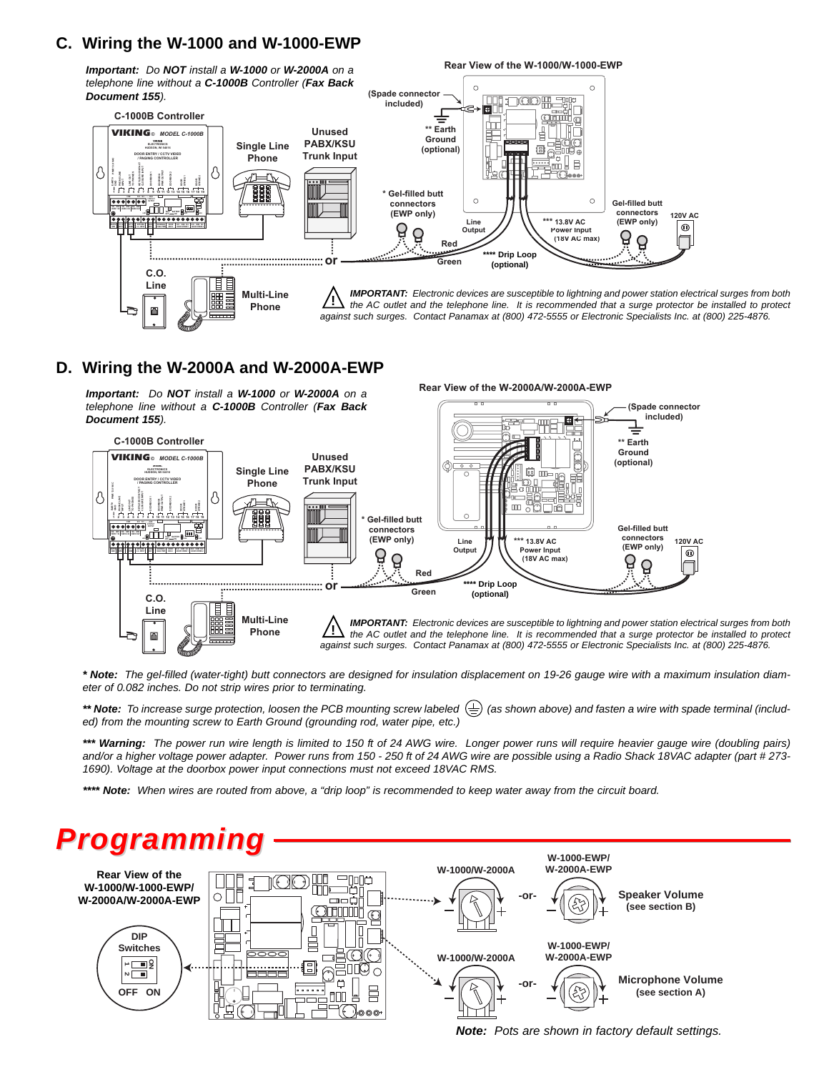## C. Wiring the W-1000 and W-1000-EWP

***Important:*** *Do **NOT** install a **W-1000** or **W-2000A** on a telephone line without a **C-1000B** Controller (**Fax Back Document 155**).*

**C-1000B Controller** | **Single Line Phone** | **Unused PABX/KSU Trunk Input** | **C.O. Line** | **Multi-Line Phone**

**Rear View of the W-1000/W-1000-EWP**

**(Spade connector included)** | **\*\* Earth Ground (optional)** | **\* Gel-filled butt connectors (EWP only)** | **Line Output** | **Red** | **Green** | **\*\*\*\* Drip Loop (optional)** | **\*\*\* 13.8V AC Power Input (18V AC max)** | **Gel-filled butt connectors (EWP only)** | **120V AC**

***IMPORTANT:*** *Electronic devices are susceptible to lightning and power station electrical surges from both the AC outlet and the telephone line. It is recommended that a surge protector be installed to protect against such surges. Contact Panamax at (800) 472-5555 or Electronic Specialists Inc. at (800) 225-4876.*

## D. Wiring the W-2000A and W-2000A-EWP

***Important:*** *Do **NOT** install a **W-1000** or **W-2000A** on a telephone line without a **C-1000B** Controller (**Fax Back Document 155**).*

**C-1000B Controller** | **Single Line Phone** | **Unused PABX/KSU Trunk Input** | **C.O. Line** | **Multi-Line Phone**

**Rear View of the W-2000A/W-2000A-EWP**

**(Spade connector included)** | **\*\* Earth Ground (optional)** | **\* Gel-filled butt connectors (EWP only)** | **Line Output** | **Red** | **Green** | **\*\*\*\* Drip Loop (optional)** | **\*\*\* 13.8V AC Power Input (18V AC max)** | **Gel-filled butt connectors (EWP only)** | **120V AC**

***IMPORTANT:*** *Electronic devices are susceptible to lightning and power station electrical surges from both the AC outlet and the telephone line. It is recommended that a surge protector be installed to protect against such surges. Contact Panamax at (800) 472-5555 or Electronic Specialists Inc. at (800) 225-4876.*

***\* Note:*** *The gel-filled (water-tight) butt connectors are designed for insulation displacement on 19-26 gauge wire with a maximum insulation diameter of 0.082 inches. Do not strip wires prior to terminating.*

***\*\* Note:*** *To increase surge protection, loosen the PCB mounting screw labeled ⏚ (as shown above) and fasten a wire with spade terminal (included) from the mounting screw to Earth Ground (grounding rod, water pipe, etc.)*

***\*\*\* Warning:*** *The power run wire length is limited to 150 ft of 24 AWG wire. Longer power runs will require heavier gauge wire (doubling pairs) and/or a higher voltage power adapter. Power runs from 150 - 250 ft of 24 AWG wire are possible using a Radio Shack 18VAC adapter (part # 273-1690). Voltage at the doorbox power input connections must not exceed 18VAC RMS.*

***\*\*\*\* Note:*** *When wires are routed from above, a "drip loop" is recommended to keep water away from the circuit board.*

# Programming

**Rear View of the W-1000/W-1000-EWP/ W-2000A/W-2000A-EWP**

**DIP Switches** — OFF ON

**W-1000/W-2000A** -or- **W-1000-EWP/ W-2000A-EWP** — **Speaker Volume (see section B)**

**W-1000/W-2000A** -or- **W-1000-EWP/ W-2000A-EWP** — **Microphone Volume (see section A)**

***Note:*** *Pots are shown in factory default settings.*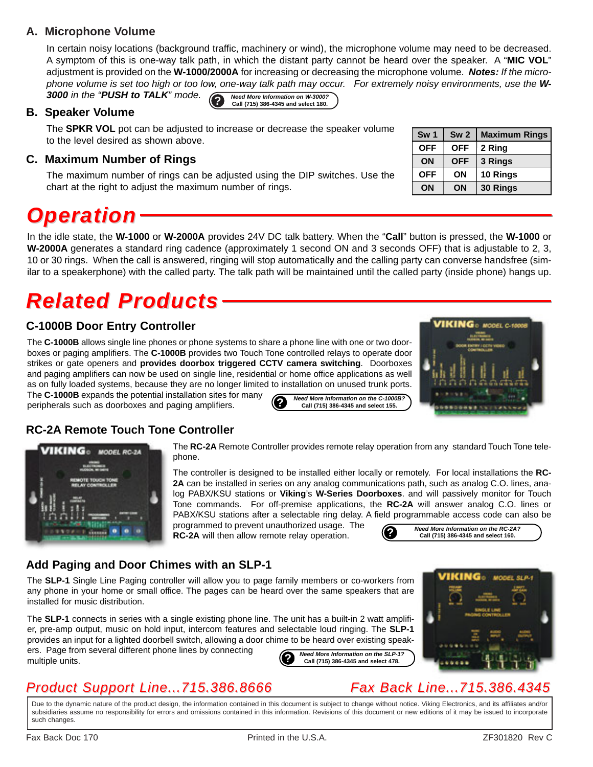### A. Microphone Volume

In certain noisy locations (background traffic, machinery or wind), the microphone volume may need to be decreased. A symptom of this is one-way talk path, in which the distant party cannot be heard over the speaker. A "**MIC VOL**" adjustment is provided on the **W-1000/2000A** for increasing or decreasing the microphone volume. ***Notes:*** *If the microphone volume is set too high or too low, one-way talk path may occur. For extremely noisy environments, use the* ***W-3000*** *in the "****PUSH to TALK****" mode.*

*Need More Information on W-3000?* **Call (715) 386-4345 and select 180.**

### B. Speaker Volume

The **SPKR VOL** pot can be adjusted to increase or decrease the speaker volume to the level desired as shown above.

### C. Maximum Number of Rings

The maximum number of rings can be adjusted using the DIP switches. Use the chart at the right to adjust the maximum number of rings.

| Sw 1 | Sw 2 | Maximum Rings |
|---|---|---|
| OFF | OFF | 2 Ring |
| ON | OFF | 3 Rings |
| OFF | ON | 10 Rings |
| ON | ON | 30 Rings |

# Operation

In the idle state, the **W-1000** or **W-2000A** provides 24V DC talk battery. When the "**Call**" button is pressed, the **W-1000** or **W-2000A** generates a standard ring cadence (approximately 1 second ON and 3 seconds OFF) that is adjustable to 2, 3, 10 or 30 rings. When the call is answered, ringing will stop automatically and the calling party can converse handsfree (similar to a speakerphone) with the called party. The talk path will be maintained until the called party (inside phone) hangs up.

# Related Products

## C-1000B Door Entry Controller

The **C-1000B** allows single line phones or phone systems to share a phone line with one or two doorboxes or paging amplifiers. The **C-1000B** provides two Touch Tone controlled relays to operate door strikes or gate openers and **provides doorbox triggered CCTV camera switching**. Doorboxes and paging amplifiers can now be used on single line, residential or home office applications as well as on fully loaded systems, because they are no longer limited to installation on unused trunk ports. The **C-1000B** expands the potential installation sites for many peripherals such as doorboxes and paging amplifiers.

*Need More Information on the C-1000B?* **Call (715) 386-4345 and select 155.**

## RC-2A Remote Touch Tone Controller

The **RC-2A** Remote Controller provides remote relay operation from any standard Touch Tone telephone.

The controller is designed to be installed either locally or remotely. For local installations the **RC-2A** can be installed in series on any analog communications path, such as analog C.O. lines, analog PABX/KSU stations or **Viking**'s **W-Series Doorboxes**. and will passively monitor for Touch Tone commands. For off-premise applications, the **RC-2A** will answer analog C.O. lines or PABX/KSU stations after a selectable ring delay. A field programmable access code can also be programmed to prevent unauthorized usage. The **RC-2A** will then allow remote relay operation.

*Need More Information on the RC-2A?* **Call (715) 386-4345 and select 160.**

## Add Paging and Door Chimes with an SLP-1

The **SLP-1** Single Line Paging controller will allow you to page family members or co-workers from any phone in your home or small office. The pages can be heard over the same speakers that are installed for music distribution.

The **SLP-1** connects in series with a single existing phone line. The unit has a built-in 2 watt amplifier, pre-amp output, music on hold input, intercom features and selectable loud ringing. The **SLP-1** provides an input for a lighted doorbell switch, allowing a door chime to be heard over existing speakers. Page from several different phone lines by connecting multiple units.

*Need More Information on the SLP-1?* **Call (715) 386-4345 and select 478.**

*Product Support Line...715.386.8666*

*Fax Back Line...715.386.4345*

Due to the dynamic nature of the product design, the information contained in this document is subject to change without notice. Viking Electronics, and its affiliates and/or subsidiaries assume no responsibility for errors and omissions contained in this information. Revisions of this document or new editions of it may be issued to incorporate such changes.

Fax Back Doc 170 Printed in the U.S.A. ZF301820 Rev C